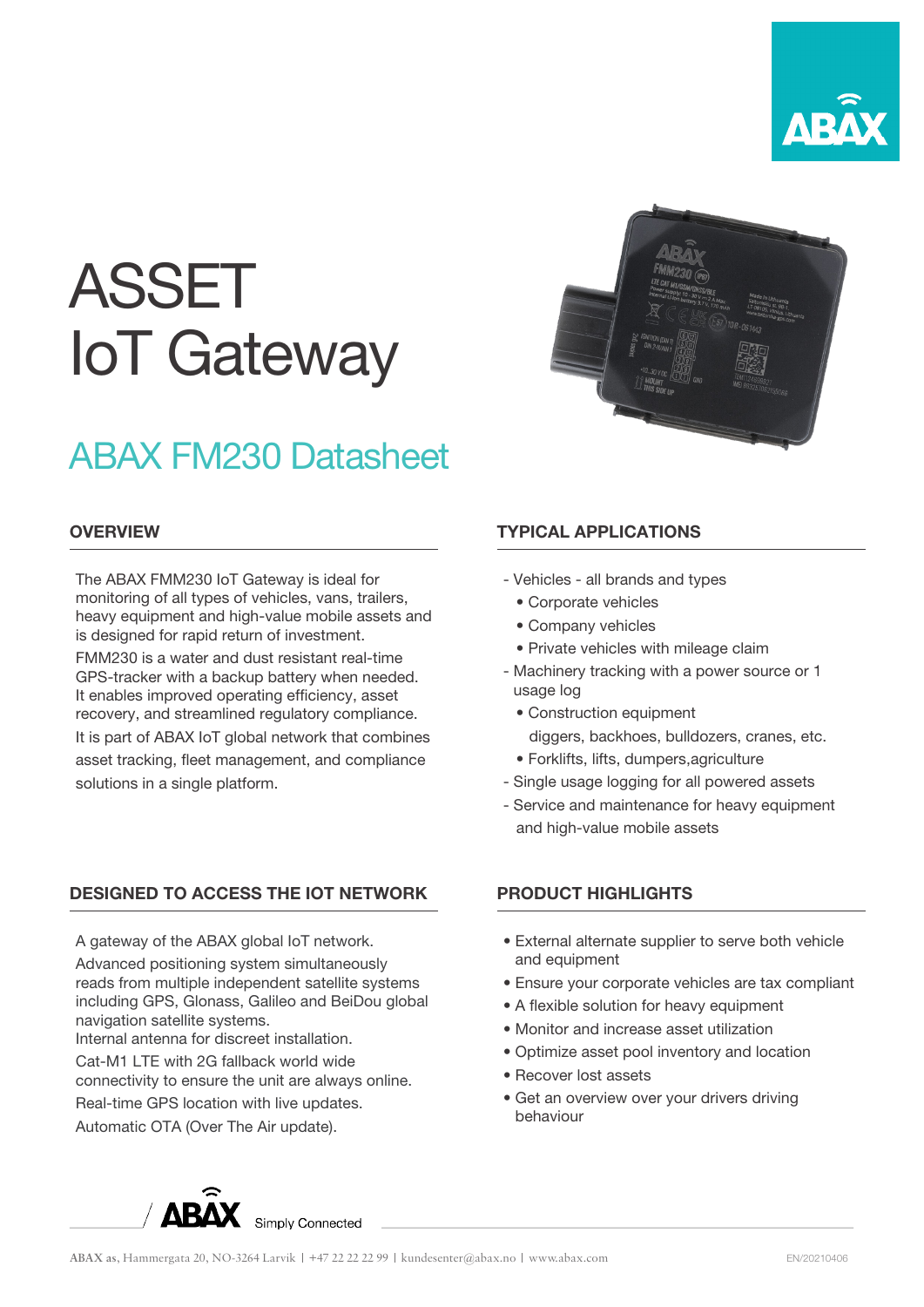# ASSET IoT Gateway

## ABAX FM230 Datasheet

### OVERVIEW

The ABAX FMM230 IoT Gateway is ideal for monitoring of all types of vehicles, vans, trailers, heavy equipment and high-value mobile assets and is designed for rapid return of investment.

FMM230 is a water and dust resistant real-time GPS-tracker with a backup battery when needed. It enables improved operating efficiency, asset recovery, and streamlined regulatory compliance.

It is part of ABAX IoT global network that combines asset tracking, fleet management, and compliance solutions in a single platform.

### TYPICAL APPLICATIONS

- Vehicles - all brands and types
  - Corporate vehicles
  - Company vehicles
  - Private vehicles with mileage claim
- Machinery tracking with a power source or 1 usage log
  - Construction equipment diggers, backhoes, bulldozers, cranes, etc.
  - Forklifts, lifts, dumpers,agriculture
- Single usage logging for all powered assets
- Service and maintenance for heavy equipment and high-value mobile assets

### DESIGNED TO ACCESS THE IOT NETWORK

A gateway of the ABAX global IoT network.

Advanced positioning system simultaneously reads from multiple independent satellite systems including GPS, Glonass, Galileo and BeiDou global navigation satellite systems.

Internal antenna for discreet installation.

Cat-M1 LTE with 2G fallback world wide connectivity to ensure the unit are always online.

Real-time GPS location with live updates.

Automatic OTA (Over The Air update).

### PRODUCT HIGHLIGHTS

- External alternate supplier to serve both vehicle and equipment
- Ensure your corporate vehicles are tax compliant
- A flexible solution for heavy equipment
- Monitor and increase asset utilization
- Optimize asset pool inventory and location
- Recover lost assets
- Get an overview over your drivers driving behaviour

ABAX Simply Connected

ABAX as, Hammergata 20, NO-3264 Larvik | +47 22 22 22 99 | kundesenter@abax.no | www.abax.com

EN/20210406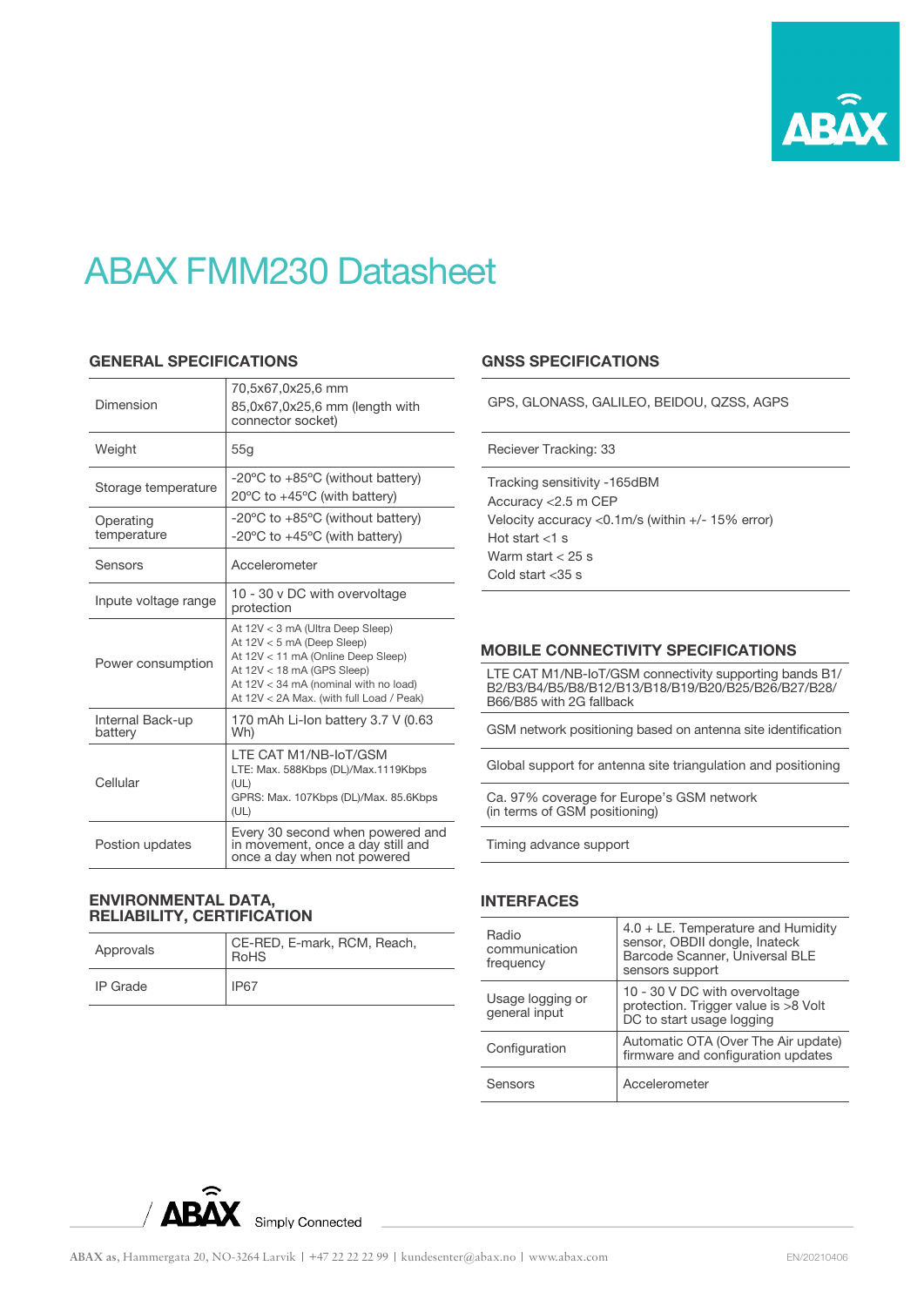# ABAX FMM230 Datasheet

## GENERAL SPECIFICATIONS

| | |
|---|---|
| Dimension | 70,5x67,0x25,6 mm<br>85,0x67,0x25,6 mm (length with connector socket) |
| Weight | 55g |
| Storage temperature | -20ºC to +85ºC (without battery)<br>20ºC to +45ºC (with battery) |
| Operating temperature | -20ºC to +85ºC (without battery)<br>-20ºC to +45ºC (with battery) |
| Sensors | Accelerometer |
| Inpute voltage range | 10 - 30 v DC with overvoltage protection |
| Power consumption | At 12V < 3 mA (Ultra Deep Sleep)<br>At 12V < 5 mA (Deep Sleep)<br>At 12V < 11 mA (Online Deep Sleep)<br>At 12V < 18 mA (GPS Sleep)<br>At 12V < 34 mA (nominal with no load)<br>At 12V < 2A Max. (with full Load / Peak) |
| Internal Back-up battery | 170 mAh Li-Ion battery 3.7 V (0.63 Wh) |
| Cellular | LTE CAT M1/NB-IoT/GSM<br>LTE: Max. 588Kbps (DL)/Max.1119Kbps (UL)<br>GPRS: Max. 107Kbps (DL)/Max. 85.6Kbps (UL) |
| Postion updates | Every 30 second when powered and in movement, once a day still and once a day when not powered |

## ENVIRONMENTAL DATA, RELIABILITY, CERTIFICATION

| | |
|---|---|
| Approvals | CE-RED, E-mark, RCM, Reach, RoHS |
| IP Grade | IP67 |

## GNSS SPECIFICATIONS

GPS, GLONASS, GALILEO, BEIDOU, QZSS, AGPS

Reciever Tracking: 33

Tracking sensitivity -165dBM
Accuracy <2.5 m CEP
Velocity accuracy <0.1m/s (within +/- 15% error)
Hot start <1 s
Warm start < 25 s
Cold start <35 s

## MOBILE CONNECTIVITY SPECIFICATIONS

LTE CAT M1/NB-IoT/GSM connectivity supporting bands B1/B2/B3/B4/B5/B8/B12/B13/B18/B19/B20/B25/B26/B27/B28/B66/B85 with 2G fallback

GSM network positioning based on antenna site identification

Global support for antenna site triangulation and positioning

Ca. 97% coverage for Europe's GSM network (in terms of GSM positioning)

Timing advance support

## INTERFACES

| | |
|---|---|
| Radio communication frequency | 4.0 + LE. Temperature and Humidity sensor, OBDII dongle, Inateck Barcode Scanner, Universal BLE sensors support |
| Usage logging or general input | 10 - 30 V DC with overvoltage protection. Trigger value is >8 Volt DC to start usage logging |
| Configuration | Automatic OTA (Over The Air update) firmware and configuration updates |
| Sensors | Accelerometer |

ABAX Simply Connected

ABAX as, Hammergata 20, NO-3264 Larvik | +47 22 22 22 99 | kundesenter@abax.no | www.abax.com

EN/20210406